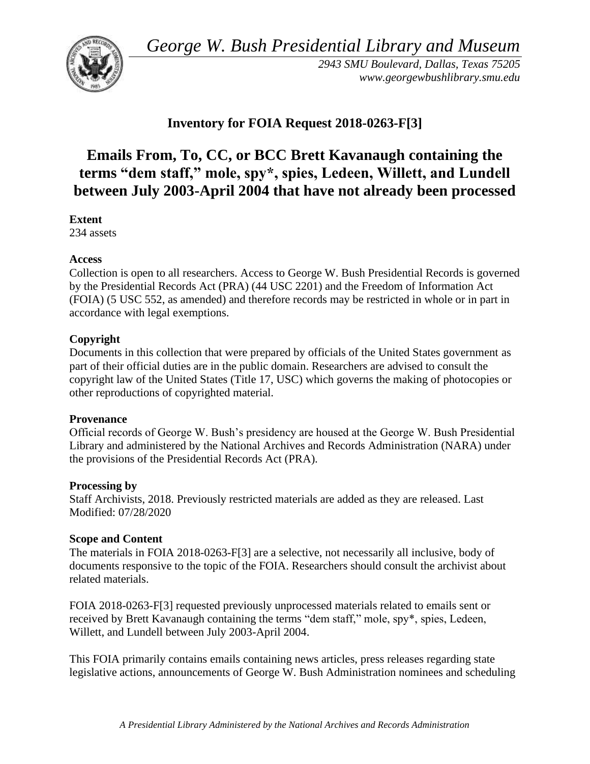*George W. Bush Presidential Library and Museum*

*2943 SMU Boulevard, Dallas, Texas 75205*
*www.georgewbushlibrary.smu.edu*

## Inventory for FOIA Request 2018-0263-F[3]

# Emails From, To, CC, or BCC Brett Kavanaugh containing the terms "dem staff," mole, spy*, spies, Ledeen, Willett, and Lundell between July 2003-April 2004 that have not already been processed

**Extent**
234 assets

**Access**
Collection is open to all researchers. Access to George W. Bush Presidential Records is governed by the Presidential Records Act (PRA) (44 USC 2201) and the Freedom of Information Act (FOIA) (5 USC 552, as amended) and therefore records may be restricted in whole or in part in accordance with legal exemptions.

**Copyright**
Documents in this collection that were prepared by officials of the United States government as part of their official duties are in the public domain. Researchers are advised to consult the copyright law of the United States (Title 17, USC) which governs the making of photocopies or other reproductions of copyrighted material.

**Provenance**
Official records of George W. Bush's presidency are housed at the George W. Bush Presidential Library and administered by the National Archives and Records Administration (NARA) under the provisions of the Presidential Records Act (PRA).

**Processing by**
Staff Archivists, 2018. Previously restricted materials are added as they are released. Last Modified: 07/28/2020

**Scope and Content**
The materials in FOIA 2018-0263-F[3] are a selective, not necessarily all inclusive, body of documents responsive to the topic of the FOIA. Researchers should consult the archivist about related materials.

FOIA 2018-0263-F[3] requested previously unprocessed materials related to emails sent or received by Brett Kavanaugh containing the terms "dem staff," mole, spy*, spies, Ledeen, Willett, and Lundell between July 2003-April 2004.

This FOIA primarily contains emails containing news articles, press releases regarding state legislative actions, announcements of George W. Bush Administration nominees and scheduling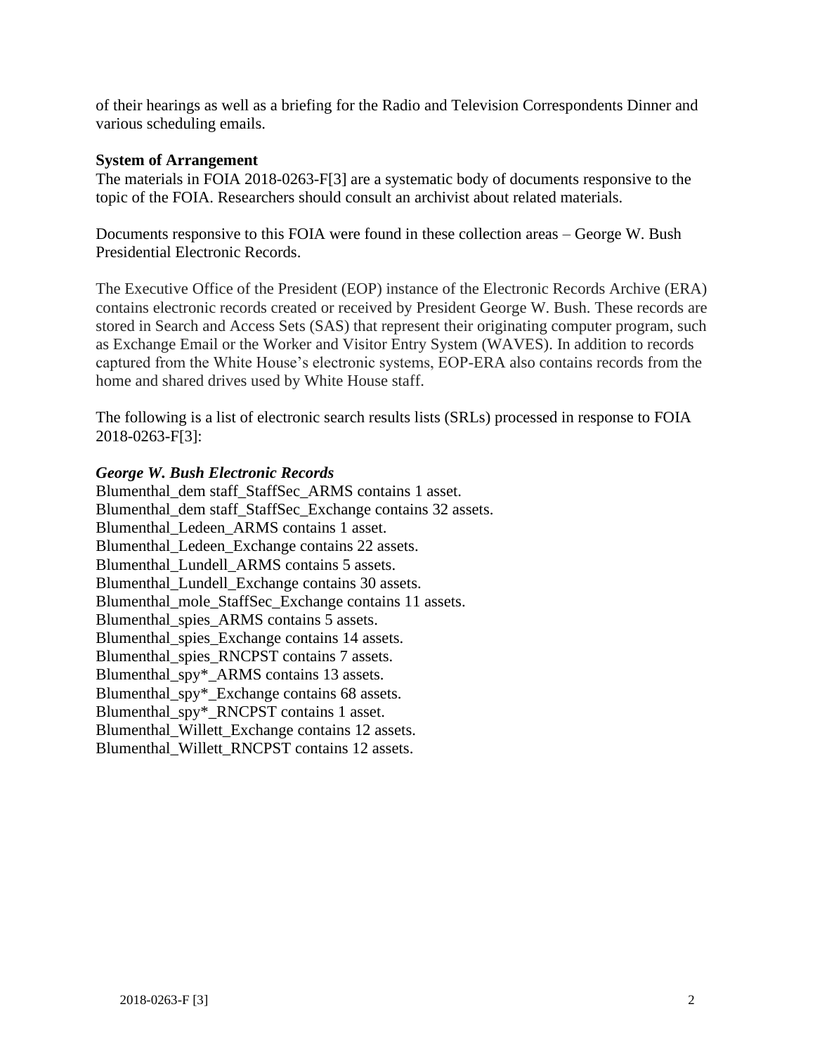of their hearings as well as a briefing for the Radio and Television Correspondents Dinner and various scheduling emails.

**System of Arrangement**
The materials in FOIA 2018-0263-F[3] are a systematic body of documents responsive to the topic of the FOIA. Researchers should consult an archivist about related materials.

Documents responsive to this FOIA were found in these collection areas – George W. Bush Presidential Electronic Records.

The Executive Office of the President (EOP) instance of the Electronic Records Archive (ERA) contains electronic records created or received by President George W. Bush. These records are stored in Search and Access Sets (SAS) that represent their originating computer program, such as Exchange Email or the Worker and Visitor Entry System (WAVES). In addition to records captured from the White House's electronic systems, EOP-ERA also contains records from the home and shared drives used by White House staff.

The following is a list of electronic search results lists (SRLs) processed in response to FOIA 2018-0263-F[3]:

***George W. Bush Electronic Records***
Blumenthal_dem staff_StaffSec_ARMS contains 1 asset.
Blumenthal_dem staff_StaffSec_Exchange contains 32 assets.
Blumenthal_Ledeen_ARMS contains 1 asset.
Blumenthal_Ledeen_Exchange contains 22 assets.
Blumenthal_Lundell_ARMS contains 5 assets.
Blumenthal_Lundell_Exchange contains 30 assets.
Blumenthal_mole_StaffSec_Exchange contains 11 assets.
Blumenthal_spies_ARMS contains 5 assets.
Blumenthal_spies_Exchange contains 14 assets.
Blumenthal_spies_RNCPST contains 7 assets.
Blumenthal_spy*_ARMS contains 13 assets.
Blumenthal_spy*_Exchange contains 68 assets.
Blumenthal_spy*_RNCPST contains 1 asset.
Blumenthal_Willett_Exchange contains 12 assets.
Blumenthal_Willett_RNCPST contains 12 assets.